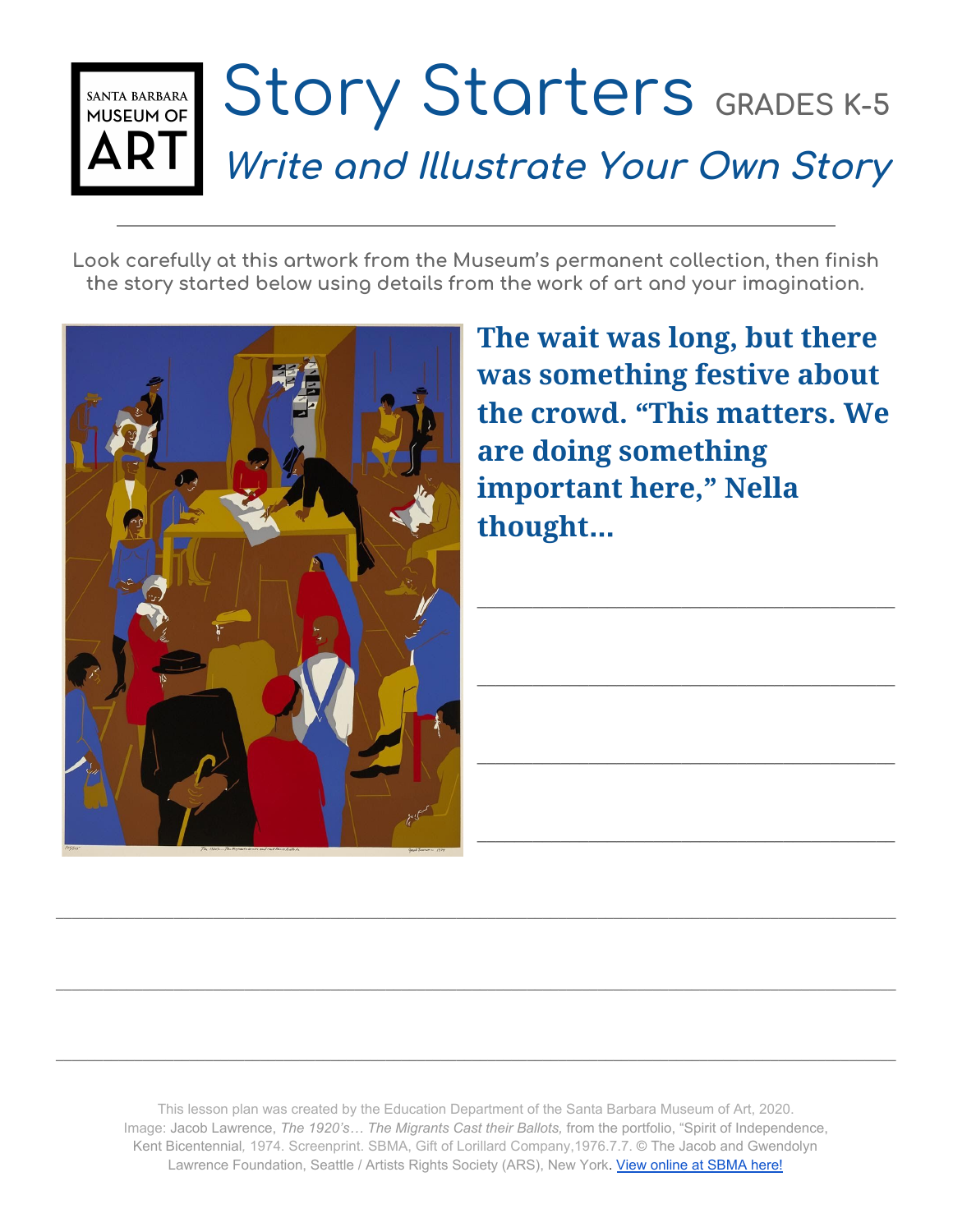SANTA BARBARA MUSEUM OF ART

# Story Starters GRADES K-5

## *Write and Illustrate Your Own Story*

Look carefully at this artwork from the Museum's permanent collection, then finish the story started below using details from the work of art and your imagination.

**The wait was long, but there was something festive about the crowd. "This matters. We are doing something important here," Nella thought...**

_______________________________________________

_______________________________________________

_______________________________________________

_______________________________________________

_______________________________________________

_______________________________________________

_______________________________________________

This lesson plan was created by the Education Department of the Santa Barbara Museum of Art, 2020.
Image: Jacob Lawrence, *The 1920's… The Migrants Cast their Ballots,* from the portfolio, "Spirit of Independence, Kent Bicentennial, 1974. Screenprint. SBMA, Gift of Lorillard Company,1976.7.7. © The Jacob and Gwendolyn Lawrence Foundation, Seattle / Artists Rights Society (ARS), New York. View online at SBMA here!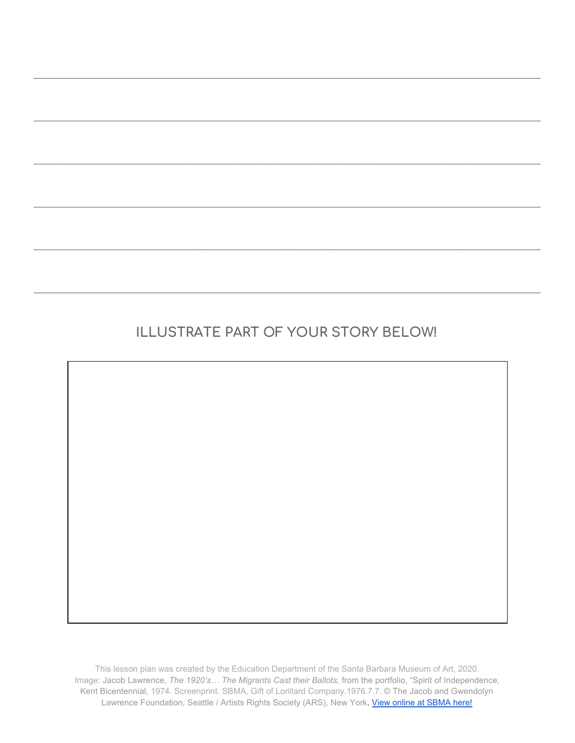\_\_\_\_\_\_\_\_\_\_\_\_\_\_\_\_\_\_\_\_\_\_\_\_\_\_\_\_\_\_\_\_\_\_\_\_\_\_\_\_\_\_\_\_\_\_\_\_\_\_\_\_\_\_\_\_\_\_\_\_\_\_\_\_\_\_\_\_\_\_\_\_\_\_\_\_\_\_

\_\_\_\_\_\_\_\_\_\_\_\_\_\_\_\_\_\_\_\_\_\_\_\_\_\_\_\_\_\_\_\_\_\_\_\_\_\_\_\_\_\_\_\_\_\_\_\_\_\_\_\_\_\_\_\_\_\_\_\_\_\_\_\_\_\_\_\_\_\_\_\_\_\_\_\_\_\_

\_\_\_\_\_\_\_\_\_\_\_\_\_\_\_\_\_\_\_\_\_\_\_\_\_\_\_\_\_\_\_\_\_\_\_\_\_\_\_\_\_\_\_\_\_\_\_\_\_\_\_\_\_\_\_\_\_\_\_\_\_\_\_\_\_\_\_\_\_\_\_\_\_\_\_\_\_\_

\_\_\_\_\_\_\_\_\_\_\_\_\_\_\_\_\_\_\_\_\_\_\_\_\_\_\_\_\_\_\_\_\_\_\_\_\_\_\_\_\_\_\_\_\_\_\_\_\_\_\_\_\_\_\_\_\_\_\_\_\_\_\_\_\_\_\_\_\_\_\_\_\_\_\_\_\_\_

\_\_\_\_\_\_\_\_\_\_\_\_\_\_\_\_\_\_\_\_\_\_\_\_\_\_\_\_\_\_\_\_\_\_\_\_\_\_\_\_\_\_\_\_\_\_\_\_\_\_\_\_\_\_\_\_\_\_\_\_\_\_\_\_\_\_\_\_\_\_\_\_\_\_\_\_\_\_

\_\_\_\_\_\_\_\_\_\_\_\_\_\_\_\_\_\_\_\_\_\_\_\_\_\_\_\_\_\_\_\_\_\_\_\_\_\_\_\_\_\_\_\_\_\_\_\_\_\_\_\_\_\_\_\_\_\_\_\_\_\_\_\_\_\_\_\_\_\_\_\_\_\_\_\_\_\_

## ILLUSTRATE PART OF YOUR STORY BELOW!

This lesson plan was created by the Education Department of the Santa Barbara Museum of Art, 2020.
Image: Jacob Lawrence, *The 1920's… The Migrants Cast their Ballots,* from the portfolio, "Spirit of Independence, Kent Bicentennial*,* 1974. Screenprint. SBMA, Gift of Lorillard Company,1976.7.7. © The Jacob and Gwendolyn Lawrence Foundation, Seattle / Artists Rights Society (ARS), New York. View online at SBMA here!